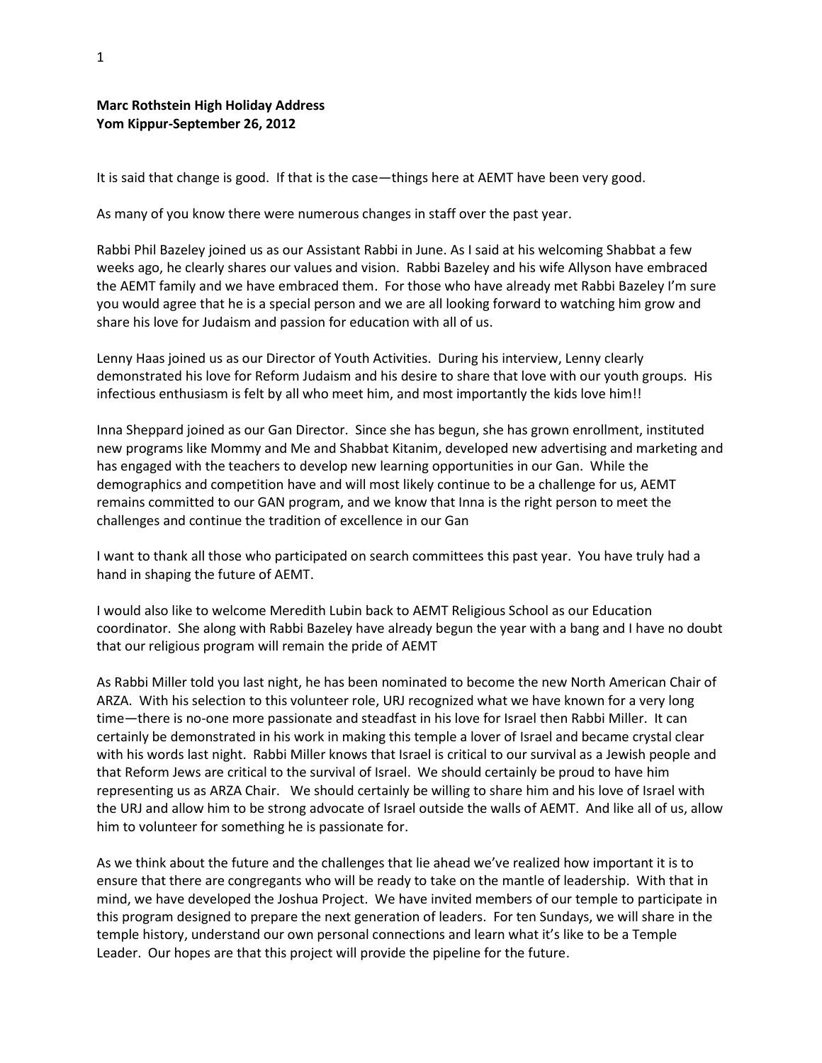**Marc Rothstein High Holiday Address**
**Yom Kippur-September 26, 2012**

It is said that change is good. If that is the case—things here at AEMT have been very good.

As many of you know there were numerous changes in staff over the past year.

Rabbi Phil Bazeley joined us as our Assistant Rabbi in June. As I said at his welcoming Shabbat a few weeks ago, he clearly shares our values and vision. Rabbi Bazeley and his wife Allyson have embraced the AEMT family and we have embraced them. For those who have already met Rabbi Bazeley I'm sure you would agree that he is a special person and we are all looking forward to watching him grow and share his love for Judaism and passion for education with all of us.

Lenny Haas joined us as our Director of Youth Activities. During his interview, Lenny clearly demonstrated his love for Reform Judaism and his desire to share that love with our youth groups. His infectious enthusiasm is felt by all who meet him, and most importantly the kids love him!!

Inna Sheppard joined as our Gan Director. Since she has begun, she has grown enrollment, instituted new programs like Mommy and Me and Shabbat Kitanim, developed new advertising and marketing and has engaged with the teachers to develop new learning opportunities in our Gan. While the demographics and competition have and will most likely continue to be a challenge for us, AEMT remains committed to our GAN program, and we know that Inna is the right person to meet the challenges and continue the tradition of excellence in our Gan

I want to thank all those who participated on search committees this past year. You have truly had a hand in shaping the future of AEMT.

I would also like to welcome Meredith Lubin back to AEMT Religious School as our Education coordinator. She along with Rabbi Bazeley have already begun the year with a bang and I have no doubt that our religious program will remain the pride of AEMT

As Rabbi Miller told you last night, he has been nominated to become the new North American Chair of ARZA. With his selection to this volunteer role, URJ recognized what we have known for a very long time—there is no-one more passionate and steadfast in his love for Israel then Rabbi Miller. It can certainly be demonstrated in his work in making this temple a lover of Israel and became crystal clear with his words last night. Rabbi Miller knows that Israel is critical to our survival as a Jewish people and that Reform Jews are critical to the survival of Israel. We should certainly be proud to have him representing us as ARZA Chair. We should certainly be willing to share him and his love of Israel with the URJ and allow him to be strong advocate of Israel outside the walls of AEMT. And like all of us, allow him to volunteer for something he is passionate for.

As we think about the future and the challenges that lie ahead we've realized how important it is to ensure that there are congregants who will be ready to take on the mantle of leadership. With that in mind, we have developed the Joshua Project. We have invited members of our temple to participate in this program designed to prepare the next generation of leaders. For ten Sundays, we will share in the temple history, understand our own personal connections and learn what it's like to be a Temple Leader. Our hopes are that this project will provide the pipeline for the future.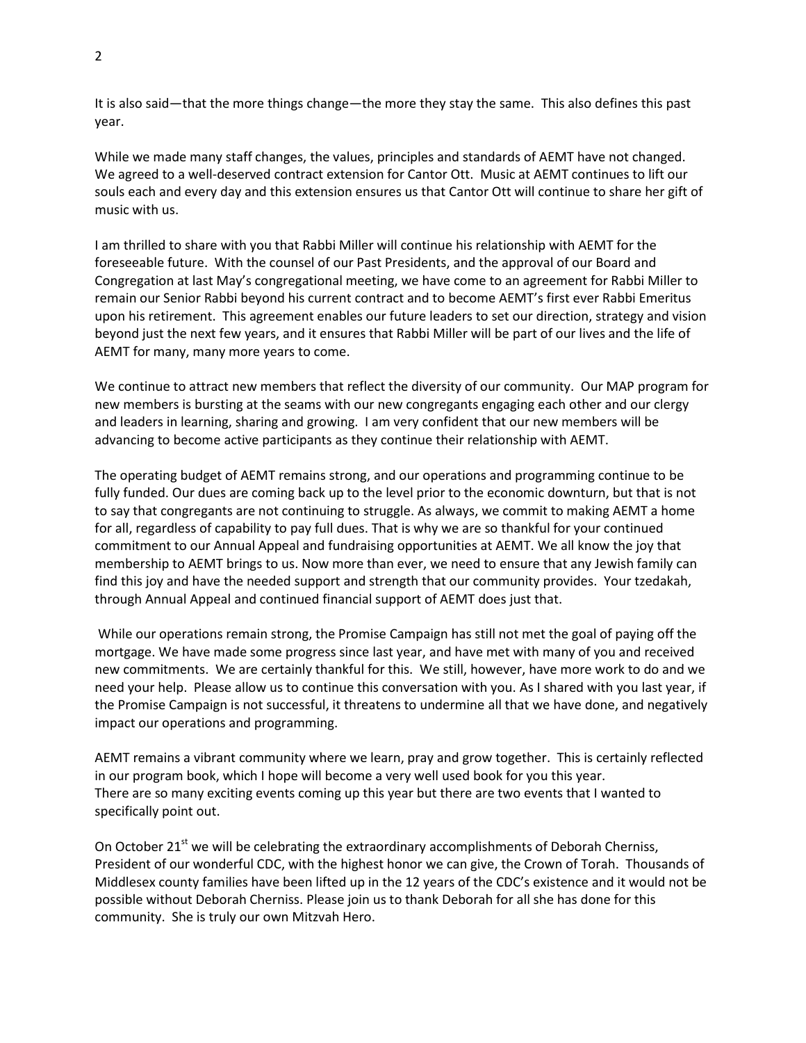It is also said—that the more things change—the more they stay the same. This also defines this past year.

While we made many staff changes, the values, principles and standards of AEMT have not changed. We agreed to a well-deserved contract extension for Cantor Ott. Music at AEMT continues to lift our souls each and every day and this extension ensures us that Cantor Ott will continue to share her gift of music with us.

I am thrilled to share with you that Rabbi Miller will continue his relationship with AEMT for the foreseeable future. With the counsel of our Past Presidents, and the approval of our Board and Congregation at last May's congregational meeting, we have come to an agreement for Rabbi Miller to remain our Senior Rabbi beyond his current contract and to become AEMT's first ever Rabbi Emeritus upon his retirement. This agreement enables our future leaders to set our direction, strategy and vision beyond just the next few years, and it ensures that Rabbi Miller will be part of our lives and the life of AEMT for many, many more years to come.

We continue to attract new members that reflect the diversity of our community. Our MAP program for new members is bursting at the seams with our new congregants engaging each other and our clergy and leaders in learning, sharing and growing. I am very confident that our new members will be advancing to become active participants as they continue their relationship with AEMT.

The operating budget of AEMT remains strong, and our operations and programming continue to be fully funded. Our dues are coming back up to the level prior to the economic downturn, but that is not to say that congregants are not continuing to struggle. As always, we commit to making AEMT a home for all, regardless of capability to pay full dues. That is why we are so thankful for your continued commitment to our Annual Appeal and fundraising opportunities at AEMT. We all know the joy that membership to AEMT brings to us. Now more than ever, we need to ensure that any Jewish family can find this joy and have the needed support and strength that our community provides. Your tzedakah, through Annual Appeal and continued financial support of AEMT does just that.

While our operations remain strong, the Promise Campaign has still not met the goal of paying off the mortgage. We have made some progress since last year, and have met with many of you and received new commitments. We are certainly thankful for this. We still, however, have more work to do and we need your help. Please allow us to continue this conversation with you. As I shared with you last year, if the Promise Campaign is not successful, it threatens to undermine all that we have done, and negatively impact our operations and programming.

AEMT remains a vibrant community where we learn, pray and grow together. This is certainly reflected in our program book, which I hope will become a very well used book for you this year.
There are so many exciting events coming up this year but there are two events that I wanted to specifically point out.

On October 21st we will be celebrating the extraordinary accomplishments of Deborah Cherniss, President of our wonderful CDC, with the highest honor we can give, the Crown of Torah. Thousands of Middlesex county families have been lifted up in the 12 years of the CDC's existence and it would not be possible without Deborah Cherniss. Please join us to thank Deborah for all she has done for this community. She is truly our own Mitzvah Hero.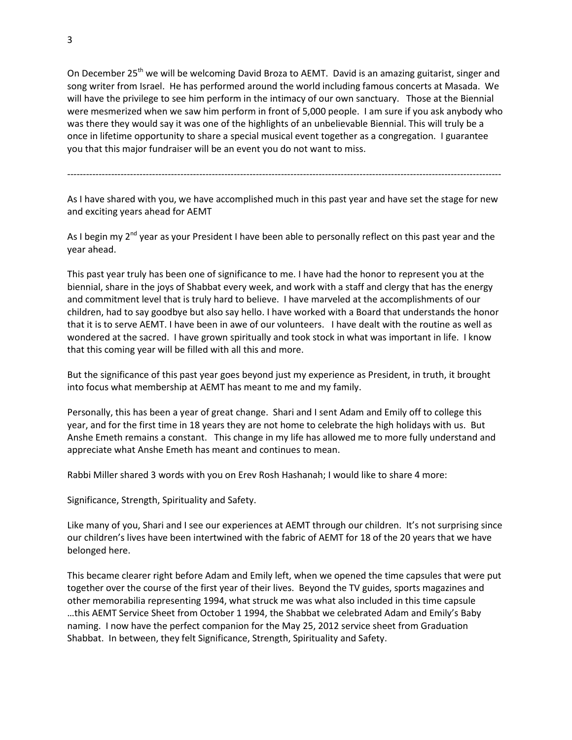On December 25th we will be welcoming David Broza to AEMT. David is an amazing guitarist, singer and song writer from Israel. He has performed around the world including famous concerts at Masada. We will have the privilege to see him perform in the intimacy of our own sanctuary. Those at the Biennial were mesmerized when we saw him perform in front of 5,000 people. I am sure if you ask anybody who was there they would say it was one of the highlights of an unbelievable Biennial. This will truly be a once in lifetime opportunity to share a special musical event together as a congregation. I guarantee you that this major fundraiser will be an event you do not want to miss.

---

As I have shared with you, we have accomplished much in this past year and have set the stage for new and exciting years ahead for AEMT

As I begin my 2nd year as your President I have been able to personally reflect on this past year and the year ahead.

This past year truly has been one of significance to me. I have had the honor to represent you at the biennial, share in the joys of Shabbat every week, and work with a staff and clergy that has the energy and commitment level that is truly hard to believe. I have marveled at the accomplishments of our children, had to say goodbye but also say hello. I have worked with a Board that understands the honor that it is to serve AEMT. I have been in awe of our volunteers. I have dealt with the routine as well as wondered at the sacred. I have grown spiritually and took stock in what was important in life. I know that this coming year will be filled with all this and more.

But the significance of this past year goes beyond just my experience as President, in truth, it brought into focus what membership at AEMT has meant to me and my family.

Personally, this has been a year of great change. Shari and I sent Adam and Emily off to college this year, and for the first time in 18 years they are not home to celebrate the high holidays with us. But Anshe Emeth remains a constant. This change in my life has allowed me to more fully understand and appreciate what Anshe Emeth has meant and continues to mean.

Rabbi Miller shared 3 words with you on Erev Rosh Hashanah; I would like to share 4 more:

Significance, Strength, Spirituality and Safety.

Like many of you, Shari and I see our experiences at AEMT through our children. It's not surprising since our children's lives have been intertwined with the fabric of AEMT for 18 of the 20 years that we have belonged here.

This became clearer right before Adam and Emily left, when we opened the time capsules that were put together over the course of the first year of their lives. Beyond the TV guides, sports magazines and other memorabilia representing 1994, what struck me was what also included in this time capsule …this AEMT Service Sheet from October 1 1994, the Shabbat we celebrated Adam and Emily's Baby naming. I now have the perfect companion for the May 25, 2012 service sheet from Graduation Shabbat. In between, they felt Significance, Strength, Spirituality and Safety.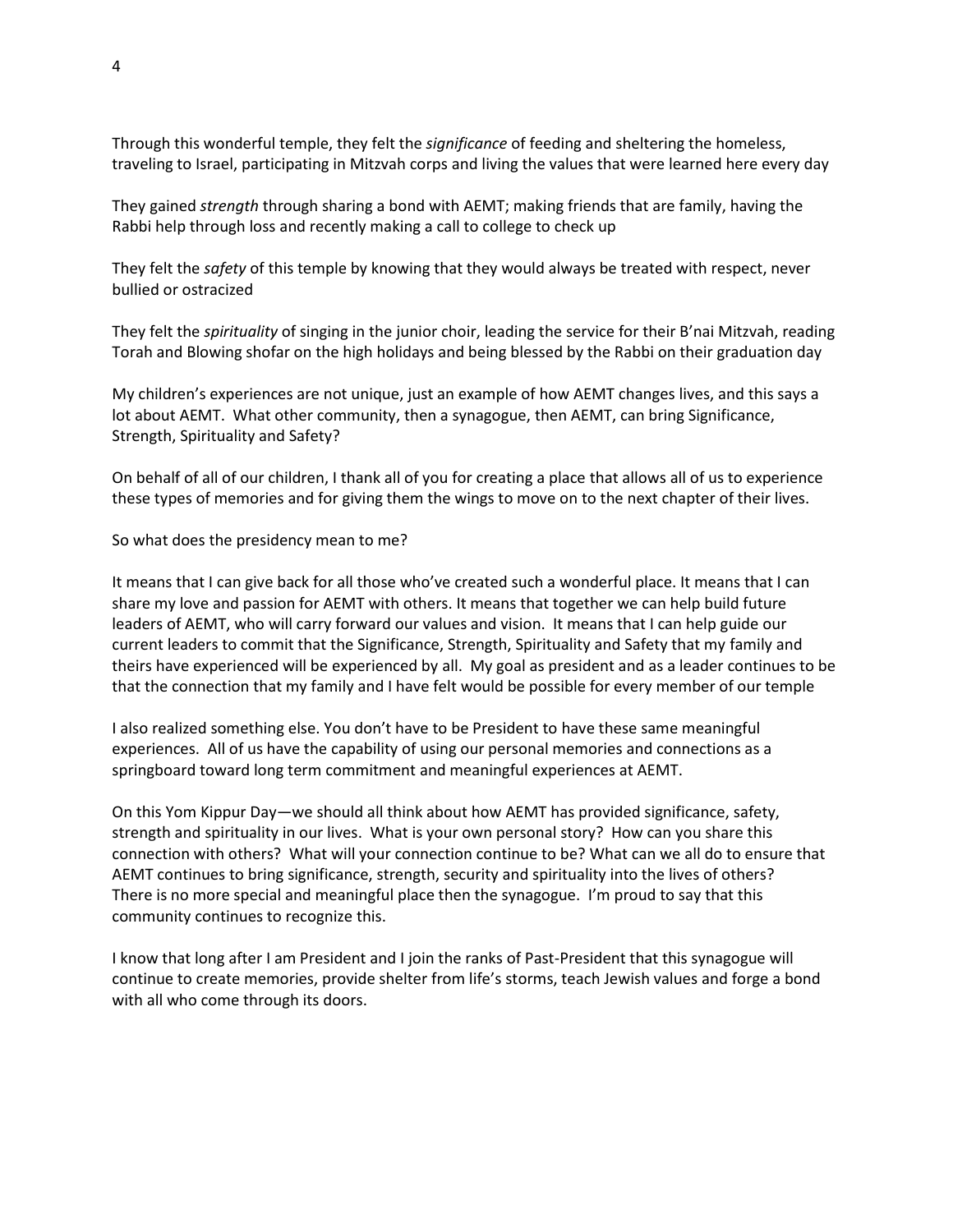Through this wonderful temple, they felt the *significance* of feeding and sheltering the homeless, traveling to Israel, participating in Mitzvah corps and living the values that were learned here every day

They gained *strength* through sharing a bond with AEMT; making friends that are family, having the Rabbi help through loss and recently making a call to college to check up

They felt the *safety* of this temple by knowing that they would always be treated with respect, never bullied or ostracized

They felt the *spirituality* of singing in the junior choir, leading the service for their B'nai Mitzvah, reading Torah and Blowing shofar on the high holidays and being blessed by the Rabbi on their graduation day

My children's experiences are not unique, just an example of how AEMT changes lives, and this says a lot about AEMT. What other community, then a synagogue, then AEMT, can bring Significance, Strength, Spirituality and Safety?

On behalf of all of our children, I thank all of you for creating a place that allows all of us to experience these types of memories and for giving them the wings to move on to the next chapter of their lives.

So what does the presidency mean to me?

It means that I can give back for all those who've created such a wonderful place. It means that I can share my love and passion for AEMT with others. It means that together we can help build future leaders of AEMT, who will carry forward our values and vision. It means that I can help guide our current leaders to commit that the Significance, Strength, Spirituality and Safety that my family and theirs have experienced will be experienced by all. My goal as president and as a leader continues to be that the connection that my family and I have felt would be possible for every member of our temple

I also realized something else. You don't have to be President to have these same meaningful experiences. All of us have the capability of using our personal memories and connections as a springboard toward long term commitment and meaningful experiences at AEMT.

On this Yom Kippur Day—we should all think about how AEMT has provided significance, safety, strength and spirituality in our lives. What is your own personal story? How can you share this connection with others? What will your connection continue to be? What can we all do to ensure that AEMT continues to bring significance, strength, security and spirituality into the lives of others? There is no more special and meaningful place then the synagogue. I'm proud to say that this community continues to recognize this.

I know that long after I am President and I join the ranks of Past-President that this synagogue will continue to create memories, provide shelter from life's storms, teach Jewish values and forge a bond with all who come through its doors.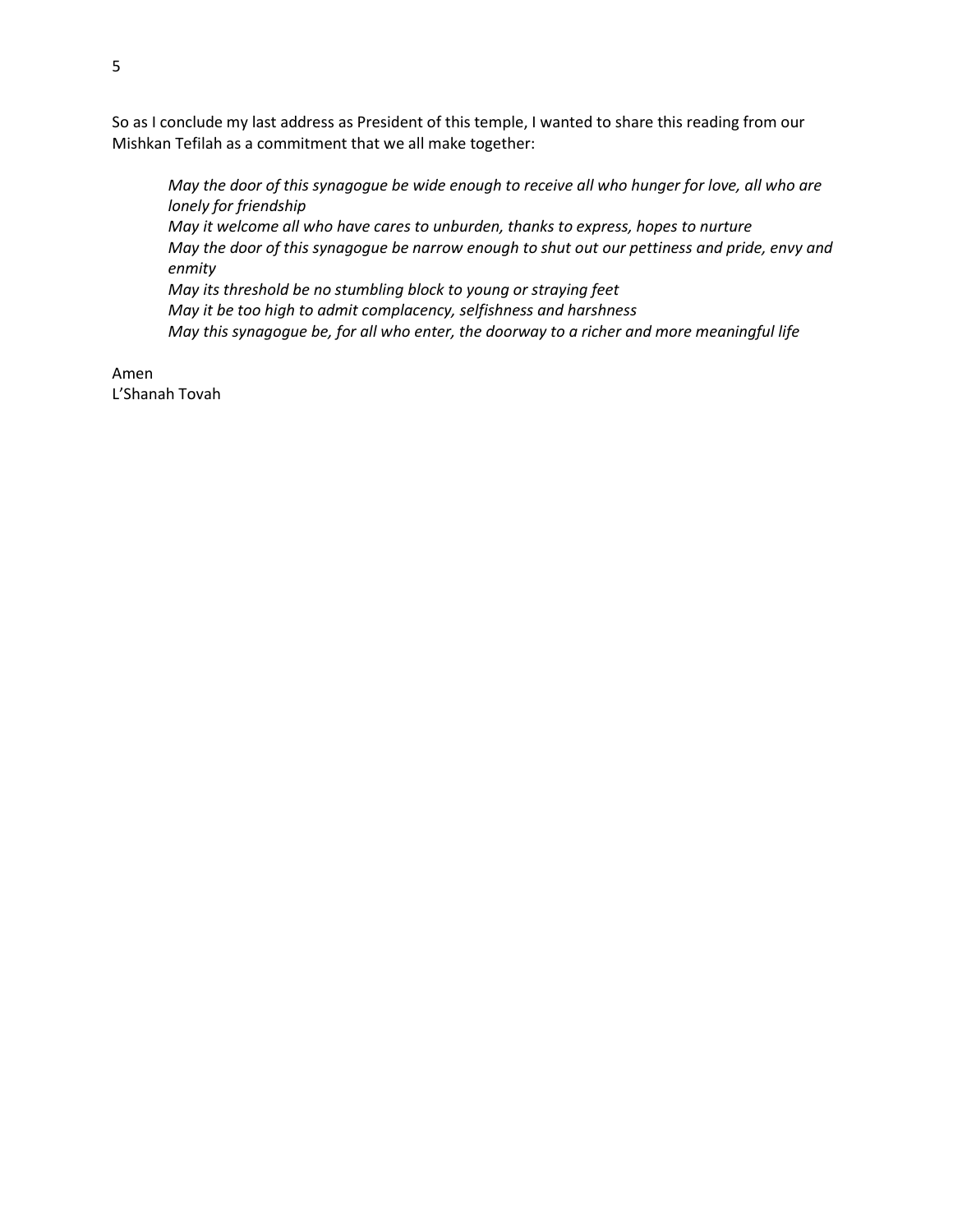So as I conclude my last address as President of this temple, I wanted to share this reading from our Mishkan Tefilah as a commitment that we all make together:

> *May the door of this synagogue be wide enough to receive all who hunger for love, all who are lonely for friendship*
> *May it welcome all who have cares to unburden, thanks to express, hopes to nurture*
> *May the door of this synagogue be narrow enough to shut out our pettiness and pride, envy and enmity*
> *May its threshold be no stumbling block to young or straying feet*
> *May it be too high to admit complacency, selfishness and harshness*
> *May this synagogue be, for all who enter, the doorway to a richer and more meaningful life*

Amen
L'Shanah Tovah